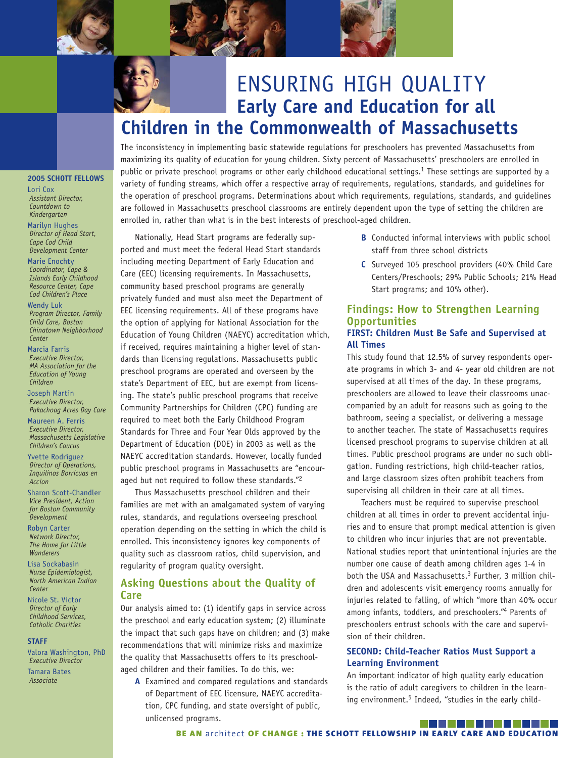# ENSURING HIGH QUALITY Early Care and Education for all Children in the Commonwealth of Massachusetts

**2005 SCHOTT FELLOWS**

Lori Cox
*Assistant Director, Countdown to Kindergarten*

Marilyn Hughes
*Director of Head Start, Cape Cod Child Development Center*

Marie Enochty
*Coordinator, Cape & Islands Early Childhood Resource Center, Cape Cod Children's Place*

Wendy Luk
*Program Director, Family Child Care, Boston Chinatown Neighborhood Center*

Marcia Farris
*Executive Director, MA Association for the Education of Young Children*

Joseph Martin
*Executive Director, Pakachoag Acres Day Care*

Maureen A. Ferris
*Executive Director, Massachusetts Legislative Children's Caucus*

Yvette Rodriguez
*Director of Operations, Inquilinos Borricuas en Accion*

Sharon Scott-Chandler
*Vice President, Action for Boston Community Development*

Robyn Carter
*Network Director, The Home for Little Wanderers*

Lisa Sockabasin
*Nurse Epidemiologist, North American Indian Center*

Nicole St. Victor
*Director of Early Childhood Services, Catholic Charities*

**STAFF**

Valora Washington, PhD
*Executive Director*

Tamara Bates
*Associate*

The inconsistency in implementing basic statewide regulations for preschoolers has prevented Massachusetts from maximizing its quality of education for young children. Sixty percent of Massachusetts' preschoolers are enrolled in public or private preschool programs or other early childhood educational settings.[1] These settings are supported by a variety of funding streams, which offer a respective array of requirements, regulations, standards, and guidelines for the operation of preschool programs. Determinations about which requirements, regulations, standards, and guidelines are followed in Massachusetts preschool classrooms are entirely dependent upon the type of setting the children are enrolled in, rather than what is in the best interests of preschool-aged children.

Nationally, Head Start programs are federally supported and must meet the federal Head Start standards including meeting Department of Early Education and Care (EEC) licensing requirements. In Massachusetts, community based preschool programs are generally privately funded and must also meet the Department of EEC licensing requirements. All of these programs have the option of applying for National Association for the Education of Young Children (NAEYC) accreditation which, if received, requires maintaining a higher level of standards than licensing regulations. Massachusetts public preschool programs are operated and overseen by the state's Department of EEC, but are exempt from licensing. The state's public preschool programs that receive Community Partnerships for Children (CPC) funding are required to meet both the Early Childhood Program Standards for Three and Four Year Olds approved by the Department of Education (DOE) in 2003 as well as the NAEYC accreditation standards. However, locally funded public preschool programs in Massachusetts are "encouraged but not required to follow these standards."[2]

Thus Massachusetts preschool children and their families are met with an amalgamated system of varying rules, standards, and regulations overseeing preschool operation depending on the setting in which the child is enrolled. This inconsistency ignores key components of quality such as classroom ratios, child supervision, and regularity of program quality oversight.

## Asking Questions about the Quality of Care

Our analysis aimed to: (1) identify gaps in service across the preschool and early education system; (2) illuminate the impact that such gaps have on children; and (3) make recommendations that will minimize risks and maximize the quality that Massachusetts offers to its preschool-aged children and their families. To do this, we:

- **A** Examined and compared regulations and standards of Department of EEC licensure, NAEYC accreditation, CPC funding, and state oversight of public, unlicensed programs.
- **B** Conducted informal interviews with public school staff from three school districts
- **C** Surveyed 105 preschool providers (40% Child Care Centers/Preschools; 29% Public Schools; 21% Head Start programs; and 10% other).

## Findings: How to Strengthen Learning Opportunities

### FIRST: Children Must Be Safe and Supervised at All Times

This study found that 12.5% of survey respondents operate programs in which 3- and 4- year old children are not supervised at all times of the day. In these programs, preschoolers are allowed to leave their classrooms unaccompanied by an adult for reasons such as going to the bathroom, seeing a specialist, or delivering a message to another teacher. The state of Massachusetts requires licensed preschool programs to supervise children at all times. Public preschool programs are under no such obligation. Funding restrictions, high child-teacher ratios, and large classroom sizes often prohibit teachers from supervising all children in their care at all times.

Teachers must be required to supervise preschool children at all times in order to prevent accidental injuries and to ensure that prompt medical attention is given to children who incur injuries that are not preventable. National studies report that unintentional injuries are the number one cause of death among children ages 1-4 in both the USA and Massachusetts.[3] Further, 3 million children and adolescents visit emergency rooms annually for injuries related to falling, of which "more than 40% occur among infants, toddlers, and preschoolers."[4] Parents of preschoolers entrust schools with the care and supervision of their children.

### SECOND: Child-Teacher Ratios Must Support a Learning Environment

An important indicator of high quality early education is the ratio of adult caregivers to children in the learning environment.[5] Indeed, "studies in the early child-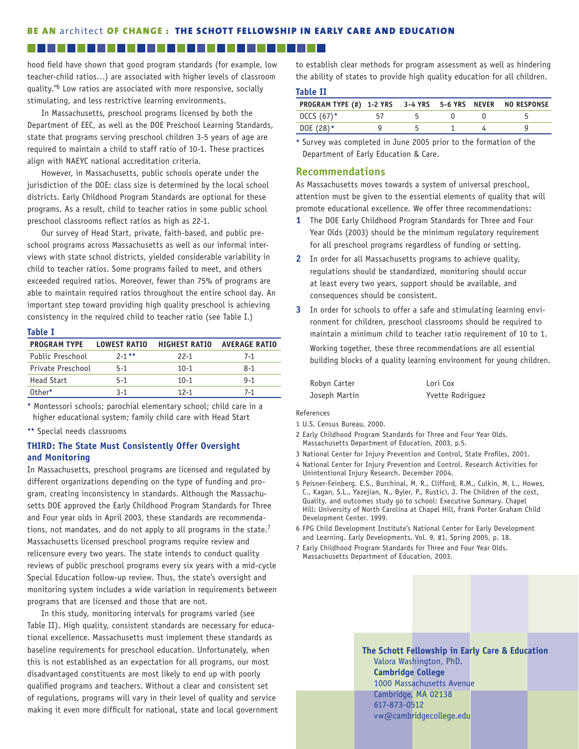hood field have shown that good program standards (for example, low teacher-child ratios…) are associated with higher levels of classroom quality."[6] Low ratios are associated with more responsive, socially stimulating, and less restrictive learning environments.

In Massachusetts, preschool programs licensed by both the Department of EEC, as well as the DOE Preschool Learning Standards, state that programs serving preschool children 3-5 years of age are required to maintain a child to staff ratio of 10-1. These practices align with NAEYC national accreditation criteria.

However, in Massachusetts, public schools operate under the jurisdiction of the DOE: class size is determined by the local school districts. Early Childhood Program Standards are optional for these programs. As a result, child to teacher ratios in some public school preschool classrooms reflect ratios as high as 22-1.

Our survey of Head Start, private, faith-based, and public preschool programs across Massachusetts as well as our informal interviews with state school districts, yielded considerable variability in child to teacher ratios. Some programs failed to meet, and others exceeded required ratios. Moreover, fewer than 75% of programs are able to maintain required ratios throughout the entire school day. An important step toward providing high quality preschool is achieving consistency in the required child to teacher ratio (see Table I.)

**Table I**

| PROGRAM TYPE | LOWEST RATIO | HIGHEST RATIO | AVERAGE RATIO |
|---|---|---|---|
| Public Preschool | 2-1** | 22-1 | 7-1 |
| Private Preschool | 5-1 | 10-1 | 8-1 |
| Head Start | 5-1 | 10-1 | 9-1 |
| Other* | 3-1 | 12-1 | 7-1 |

\* Montessori schools; parochial elementary school; child care in a higher educational system; family child care with Head Start

\*\* Special needs classrooms

### THIRD: The State Must Consistently Offer Oversight and Monitoring

In Massachusetts, preschool programs are licensed and regulated by different organizations depending on the type of funding and program, creating inconsistency in standards. Although the Massachusetts DOE approved the Early Childhood Program Standards for Three and Four year olds in April 2003, these standards are recommendations, not mandates, and do not apply to all programs in the state.[7] Massachusetts licensed preschool programs require review and relicensure every two years. The state intends to conduct quality reviews of public preschool programs every six years with a mid-cycle Special Education follow-up review. Thus, the state's oversight and monitoring system includes a wide variation in requirements between programs that are licensed and those that are not.

In this study, monitoring intervals for programs varied (see Table II). High quality, consistent standards are necessary for educational excellence. Massachusetts must implement these standards as baseline requirements for preschool education. Unfortunately, when this is not established as an expectation for all programs, our most disadvantaged constituents are most likely to end up with poorly qualified programs and teachers. Without a clear and consistent set of regulations, programs will vary in their level of quality and service making it even more difficult for national, state and local government to establish clear methods for program assessment as well as hindering the ability of states to provide high quality education for all children.

**Table II**

| PROGRAM TYPE (#) | 1-2 YRS | 3-4 YRS | 5-6 YRS | NEVER | NO RESPONSE |
|---|---|---|---|---|---|
| OCCS (67)* | 57 | 5 | 0 | 0 | 5 |
| DOE (28)* | 9 | 5 | 1 | 4 | 9 |

\* Survey was completed in June 2005 prior to the formation of the Department of Early Education & Care.

## Recommendations

As Massachusetts moves towards a system of universal preschool, attention must be given to the essential elements of quality that will promote educational excellence. We offer three recommendations:

1. The DOE Early Childhood Program Standards for Three and Four Year Olds (2003) should be the minimum regulatory requirement for all preschool programs regardless of funding or setting.
2. In order for all Massachusetts programs to achieve quality, regulations should be standardized, monitoring should occur at least every two years, support should be available, and consequences should be consistent.
3. In order for schools to offer a safe and stimulating learning environment for children, preschool classrooms should be required to maintain a minimum child to teacher ratio requirement of 10 to 1.

Working together, these three recommendations are all essential building blocks of a quality learning environment for young children.

Robyn Carter
Joseph Martin
Lori Cox
Yvette Rodriguez

References

1. U.S. Census Bureau, 2000.
2. Early Childhood Program Standards for Three and Four Year Olds. Massachusetts Department of Education, 2003, p.5.
3. National Center for Injury Prevention and Control, State Profiles, 2001.
4. National Center for Injury Prevention and Control. Research Activities for Unintentional Injury Research. December 2004.
5. Peisner-Feinberg. E.S., Burchinal, M. R., Clifford, R.M., Culkin, M. L., Howes, C., Kagan, S.L., Yazejian, N., Byler, P., Rustici, J. The Children of the cost, Quality, and outcomes study go to school: Executive Summary. Chapel Hill: University of North Carolina at Chapel Hill, Frank Porter Graham Child Development Center. 1999.
6. FPG Child Development Institute's National Center for Early Development and Learning. Early Developments, Vol. 9, #1, Spring 2005, p. 18.
7. Early Childhood Program Standards for Three and Four Year Olds. Massachusetts Department of Education, 2003.

**The Schott Fellowship in Early Care & Education**
Valora Washington, PhD.
**Cambridge College**
1000 Massachusetts Avenue
Cambridge, MA 02138
617-873-0512
vw@cambridgecollege.edu